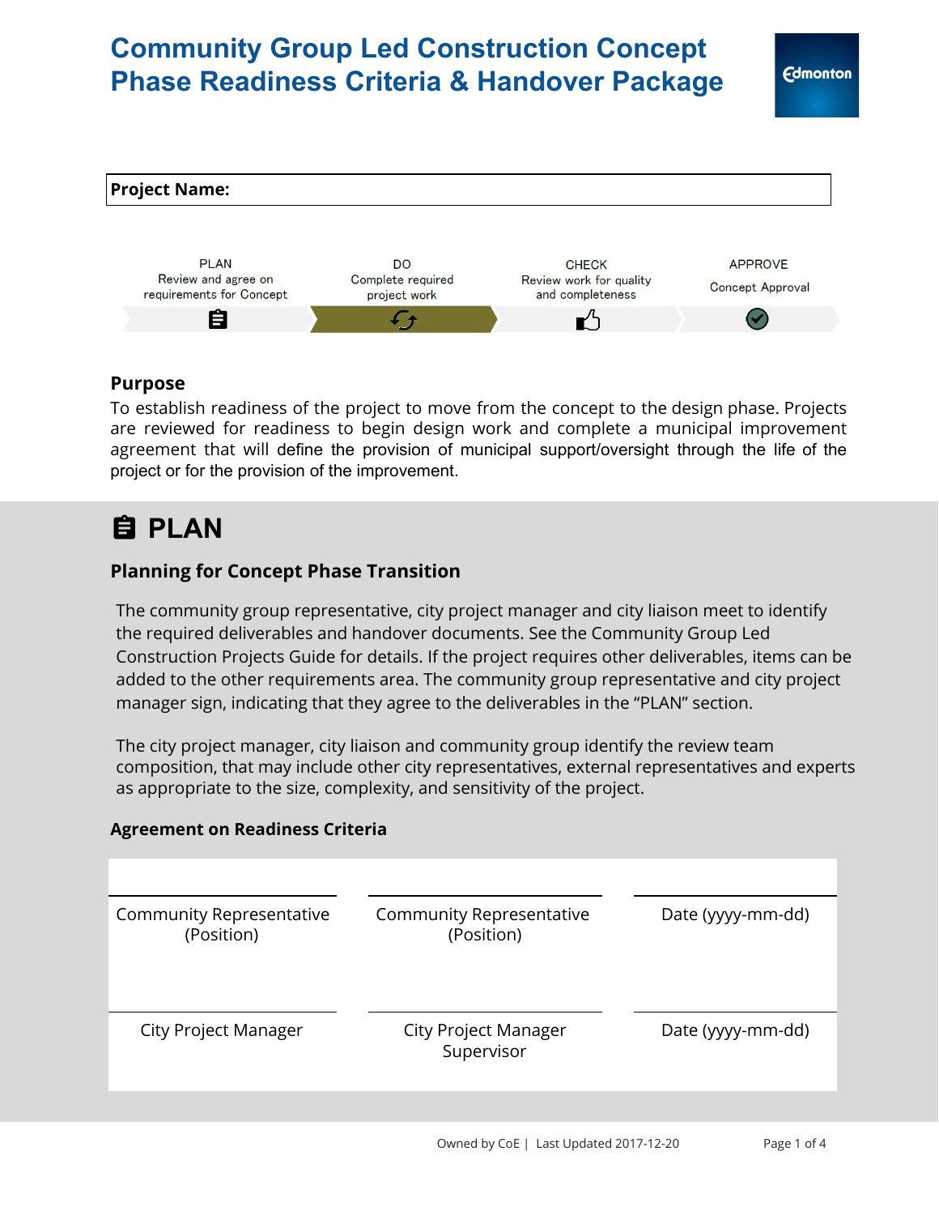# Community Group Led Construction Concept Phase Readiness Criteria & Handover Package

| Project Name: |
|---|

| PLAN | DO | CHECK | APPROVE |
|---|---|---|---|
| Review and agree on requirements for Concept | Complete required project work | Review work for quality and completeness | Concept Approval |

## Purpose

To establish readiness of the project to move from the concept to the design phase. Projects are reviewed for readiness to begin design work and complete a municipal improvement agreement that will define the provision of municipal support/oversight through the life of the project or for the provision of the improvement.

# PLAN

## Planning for Concept Phase Transition

The community group representative, city project manager and city liaison meet to identify the required deliverables and handover documents. See the Community Group Led Construction Projects Guide for details. If the project requires other deliverables, items can be added to the other requirements area. The community group representative and city project manager sign, indicating that they agree to the deliverables in the "PLAN" section.

The city project manager, city liaison and community group identify the review team composition, that may include other city representatives, external representatives and experts as appropriate to the size, complexity, and sensitivity of the project.

### Agreement on Readiness Criteria

| | | |
|---|---|---|
| Community Representative (Position) | Community Representative (Position) | Date (yyyy-mm-dd) |
| City Project Manager | City Project Manager Supervisor | Date (yyyy-mm-dd) |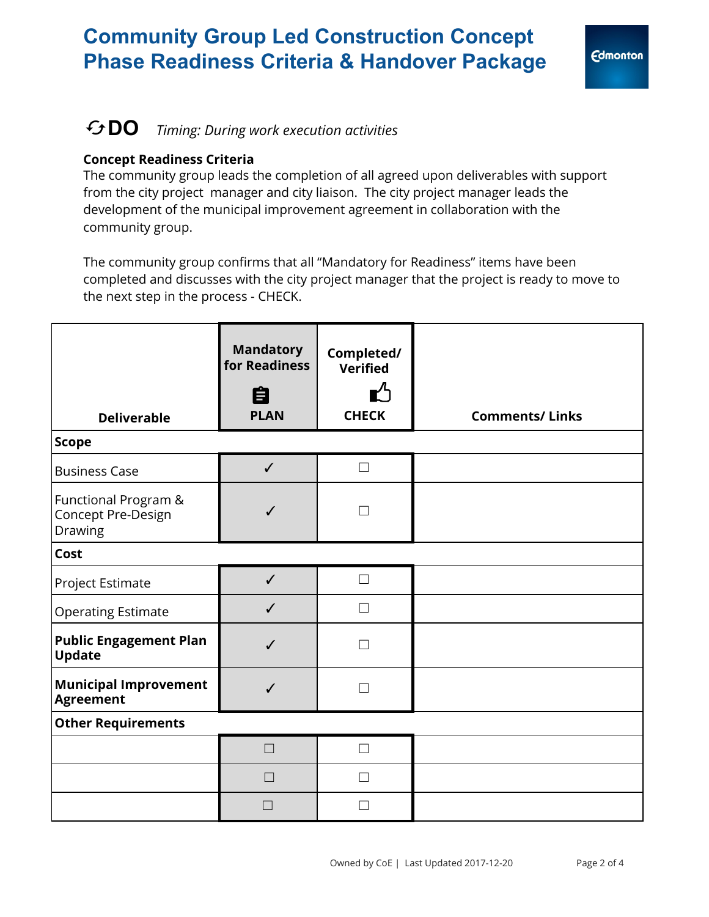# Community Group Led Construction Concept Phase Readiness Criteria & Handover Package

## ↻DO *Timing: During work execution activities*

**Concept Readiness Criteria**

The community group leads the completion of all agreed upon deliverables with support from the city project manager and city liaison. The city project manager leads the development of the municipal improvement agreement in collaboration with the community group.

The community group confirms that all "Mandatory for Readiness" items have been completed and discusses with the city project manager that the project is ready to move to the next step in the process - CHECK.

| Deliverable | Mandatory for Readiness PLAN | Completed/ Verified CHECK | Comments/ Links |
|---|---|---|---|
| **Scope** | | | |
| Business Case | ✓ | ☐ | |
| Functional Program & Concept Pre-Design Drawing | ✓ | ☐ | |
| **Cost** | | | |
| Project Estimate | ✓ | ☐ | |
| Operating Estimate | ✓ | ☐ | |
| **Public Engagement Plan Update** | ✓ | ☐ | |
| **Municipal Improvement Agreement** | ✓ | ☐ | |
| **Other Requirements** | | | |
| | ☐ | ☐ | |
| | ☐ | ☐ | |
| | ☐ | ☐ | |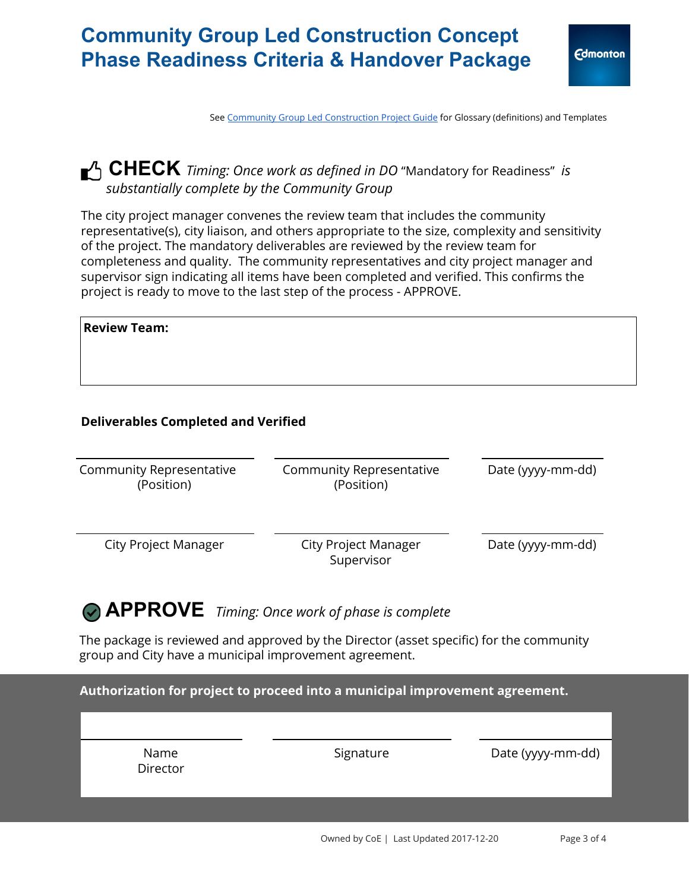# Community Group Led Construction Concept Phase Readiness Criteria & Handover Package

See Community Group Led Construction Project Guide for Glossary (definitions) and Templates

## CHECK *Timing: Once work as defined in DO* "Mandatory for Readiness" *is substantially complete by the Community Group*

The city project manager convenes the review team that includes the community representative(s), city liaison, and others appropriate to the size, complexity and sensitivity of the project. The mandatory deliverables are reviewed by the review team for completeness and quality. The community representatives and city project manager and supervisor sign indicating all items have been completed and verified. This confirms the project is ready to move to the last step of the process - APPROVE.

**Review Team:**

**Deliverables Completed and Verified**

| | | |
|---|---|---|
| Community Representative (Position) | Community Representative (Position) | Date (yyyy-mm-dd) |
| City Project Manager | City Project Manager Supervisor | Date (yyyy-mm-dd) |

## APPROVE *Timing: Once work of phase is complete*

The package is reviewed and approved by the Director (asset specific) for the community group and City have a municipal improvement agreement.

**Authorization for project to proceed into a municipal improvement agreement.**

| | | |
|---|---|---|
| Name<br>Director | Signature | Date (yyyy-mm-dd) |

Owned by CoE | Last Updated 2017-12-20